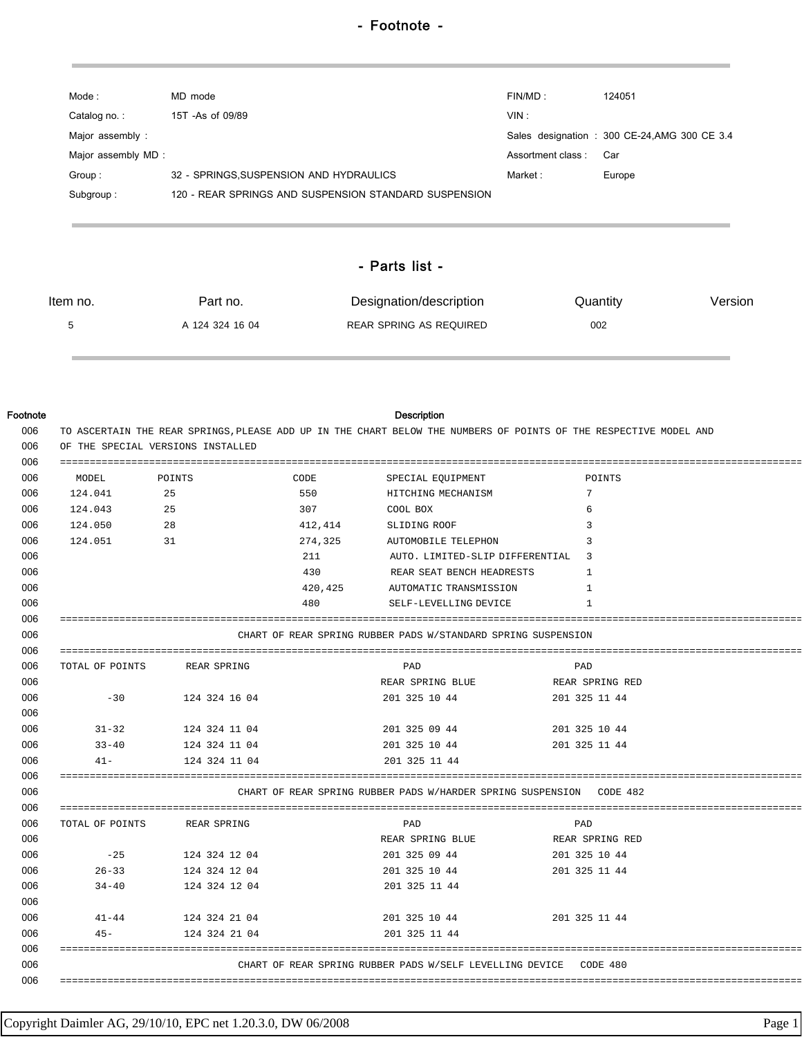# - Footnote -

| | | | |
|---|---|---|---|
| Mode : | MD mode | FIN/MD : | 124051 |
| Catalog no. : | 15T -As of 09/89 | VIN : | |
| Major assembly : | | Sales designation : | 300 CE-24,AMG 300 CE 3.4 |
| Major assembly MD : | | Assortment class : | Car |
| Group : | 32 - SPRINGS,SUSPENSION AND HYDRAULICS | Market : | Europe |
| Subgroup : | 120 - REAR SPRINGS AND SUSPENSION STANDARD SUSPENSION | | |

# - Parts list -

| Item no. | Part no. | Designation/description | Quantity | Version |
|---|---|---|---|---|
| 5 | A 124 324 16 04 | REAR SPRING AS REQUIRED | 002 | |

| Footnote | Description |
|---|---|
| 006 | TO ASCERTAIN THE REAR SPRINGS,PLEASE ADD UP IN THE CHART BELOW THE NUMBERS OF POINTS OF THE RESPECTIVE MODEL AND |
| 006 | OF THE SPECIAL VERSIONS INSTALLED |

```
006  ==========================================================================================================
006    MODEL        POINTS              CODE          SPECIAL EQUIPMENT                 POINTS
006   124.041        25                  550          HITCHING MECHANISM                 7
006   124.043        25                  307          COOL BOX                           6
006   124.050        28                  412,414      SLIDING ROOF                       3
006   124.051        31                  274,325      AUTOMOBILE TELEPHON                3
006                                      211          AUTO. LIMITED-SLIP DIFFERENTIAL    3
006                                      430          REAR SEAT BENCH HEADRESTS          1
006                                      420,425      AUTOMATIC TRANSMISSION             1
006                                      480          SELF-LEVELLING DEVICE              1
006  ==========================================================================================================
006                          CHART OF REAR SPRING RUBBER PADS W/STANDARD SPRING SUSPENSION
006  ==========================================================================================================
006  TOTAL OF POINTS     REAR SPRING                 PAD                    PAD
006                                              REAR SPRING BLUE        REAR SPRING RED
006       -30          124 324 16 04             201 325 10 44           201 325 11 44
006
006      31-32         124 324 11 04             201 325 09 44           201 325 10 44
006      33-40         124 324 11 04             201 325 10 44           201 325 11 44
006      41-           124 324 11 04             201 325 11 44
006  ==========================================================================================================
006                          CHART OF REAR SPRING RUBBER PADS W/HARDER SPRING SUSPENSION   CODE 482
006  ==========================================================================================================
006  TOTAL OF POINTS     REAR SPRING                 PAD                    PAD
006                                              REAR SPRING BLUE        REAR SPRING RED
006       -25          124 324 12 04             201 325 09 44           201 325 10 44
006      26-33         124 324 12 04             201 325 10 44           201 325 11 44
006      34-40         124 324 12 04             201 325 11 44
006
006      41-44         124 324 21 04             201 325 10 44           201 325 11 44
006      45-           124 324 21 04             201 325 11 44
006  ==========================================================================================================
006                          CHART OF REAR SPRING RUBBER PADS W/SELF LEVELLING DEVICE   CODE 480
006  ==========================================================================================================
```

Copyright Daimler AG, 29/10/10, EPC net 1.20.3.0, DW 06/2008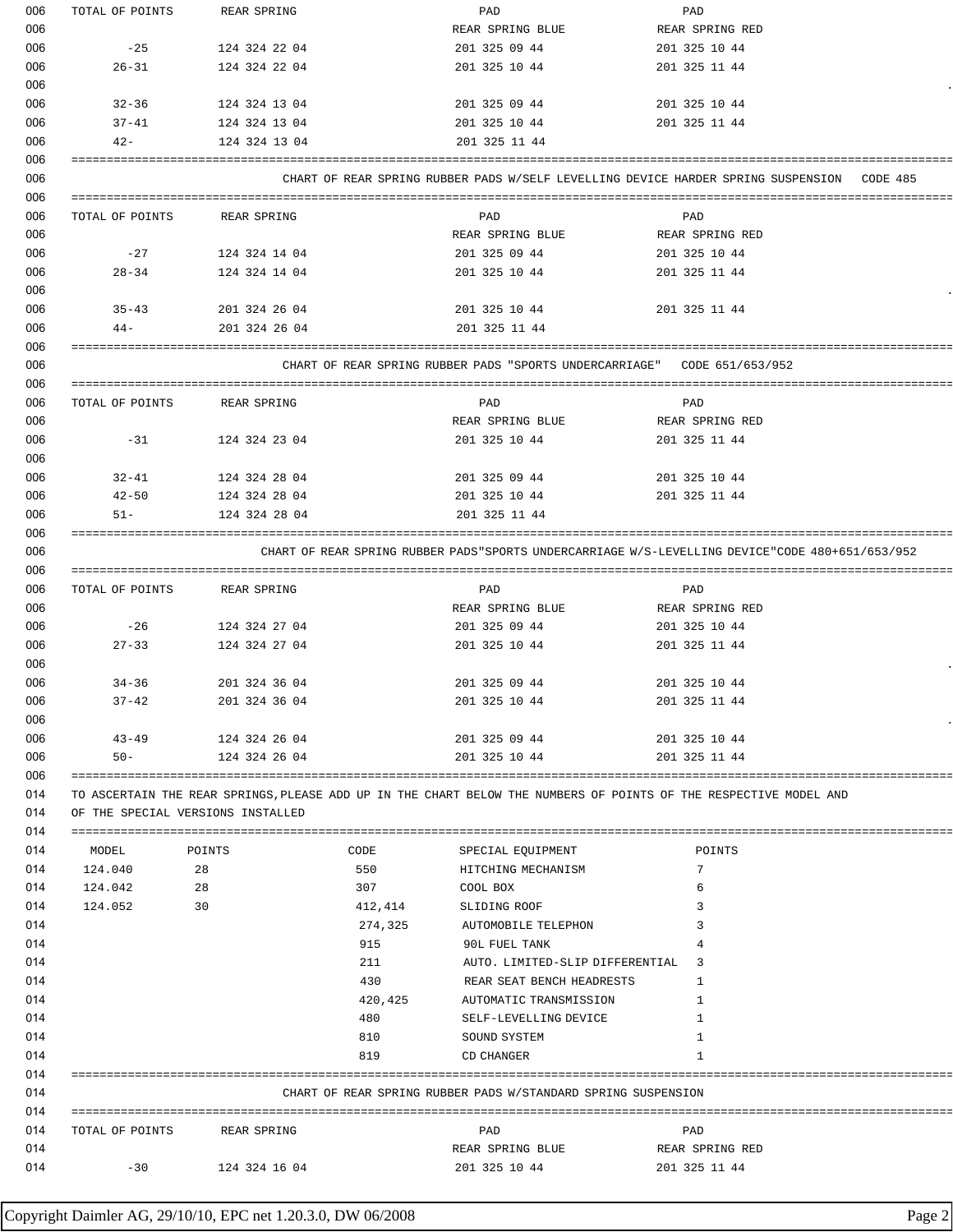| TOTAL OF POINTS | REAR SPRING | PAD REAR SPRING BLUE | PAD REAR SPRING RED |
|---|---|---|---|
| -25 | 124 324 22 04 | 201 325 09 44 | 201 325 10 44 |
| 26-31 | 124 324 22 04 | 201 325 10 44 | 201 325 11 44 |
| 32-36 | 124 324 13 04 | 201 325 09 44 | 201 325 10 44 |
| 37-41 | 124 324 13 04 | 201 325 10 44 | 201 325 11 44 |
| 42- | 124 324 13 04 | 201 325 11 44 | |

## CHART OF REAR SPRING RUBBER PADS W/SELF LEVELLING DEVICE HARDER SPRING SUSPENSION CODE 485

| TOTAL OF POINTS | REAR SPRING | PAD REAR SPRING BLUE | PAD REAR SPRING RED |
|---|---|---|---|
| -27 | 124 324 14 04 | 201 325 09 44 | 201 325 10 44 |
| 28-34 | 124 324 14 04 | 201 325 10 44 | 201 325 11 44 |
| 35-43 | 201 324 26 04 | 201 325 10 44 | 201 325 11 44 |
| 44- | 201 324 26 04 | 201 325 11 44 | |

## CHART OF REAR SPRING RUBBER PADS "SPORTS UNDERCARRIAGE" CODE 651/653/952

| TOTAL OF POINTS | REAR SPRING | PAD REAR SPRING BLUE | PAD REAR SPRING RED |
|---|---|---|---|
| -31 | 124 324 23 04 | 201 325 10 44 | 201 325 11 44 |
| 32-41 | 124 324 28 04 | 201 325 09 44 | 201 325 10 44 |
| 42-50 | 124 324 28 04 | 201 325 10 44 | 201 325 11 44 |
| 51- | 124 324 28 04 | 201 325 11 44 | |

## CHART OF REAR SPRING RUBBER PADS"SPORTS UNDERCARRIAGE W/S-LEVELLING DEVICE"CODE 480+651/653/952

| TOTAL OF POINTS | REAR SPRING | PAD REAR SPRING BLUE | PAD REAR SPRING RED |
|---|---|---|---|
| -26 | 124 324 27 04 | 201 325 09 44 | 201 325 10 44 |
| 27-33 | 124 324 27 04 | 201 325 10 44 | 201 325 11 44 |
| 34-36 | 201 324 36 04 | 201 325 09 44 | 201 325 10 44 |
| 37-42 | 201 324 36 04 | 201 325 10 44 | 201 325 11 44 |
| 43-49 | 124 324 26 04 | 201 325 09 44 | 201 325 10 44 |
| 50- | 124 324 26 04 | 201 325 10 44 | 201 325 11 44 |

TO ASCERTAIN THE REAR SPRINGS,PLEASE ADD UP IN THE CHART BELOW THE NUMBERS OF POINTS OF THE RESPECTIVE MODEL AND OF THE SPECIAL VERSIONS INSTALLED

| MODEL | POINTS | CODE | SPECIAL EQUIPMENT | POINTS |
|---|---|---|---|---|
| 124.040 | 28 | 550 | HITCHING MECHANISM | 7 |
| 124.042 | 28 | 307 | COOL BOX | 6 |
| 124.052 | 30 | 412,414 | SLIDING ROOF | 3 |
| | | 274,325 | AUTOMOBILE TELEPHON | 3 |
| | | 915 | 90L FUEL TANK | 4 |
| | | 211 | AUTO. LIMITED-SLIP DIFFERENTIAL | 3 |
| | | 430 | REAR SEAT BENCH HEADRESTS | 1 |
| | | 420,425 | AUTOMATIC TRANSMISSION | 1 |
| | | 480 | SELF-LEVELLING DEVICE | 1 |
| | | 810 | SOUND SYSTEM | 1 |
| | | 819 | CD CHANGER | 1 |

## CHART OF REAR SPRING RUBBER PADS W/STANDARD SPRING SUSPENSION

| TOTAL OF POINTS | REAR SPRING | PAD REAR SPRING BLUE | PAD REAR SPRING RED |
|---|---|---|---|
| -30 | 124 324 16 04 | 201 325 10 44 | 201 325 11 44 |

Copyright Daimler AG, 29/10/10, EPC net 1.20.3.0, DW 06/2008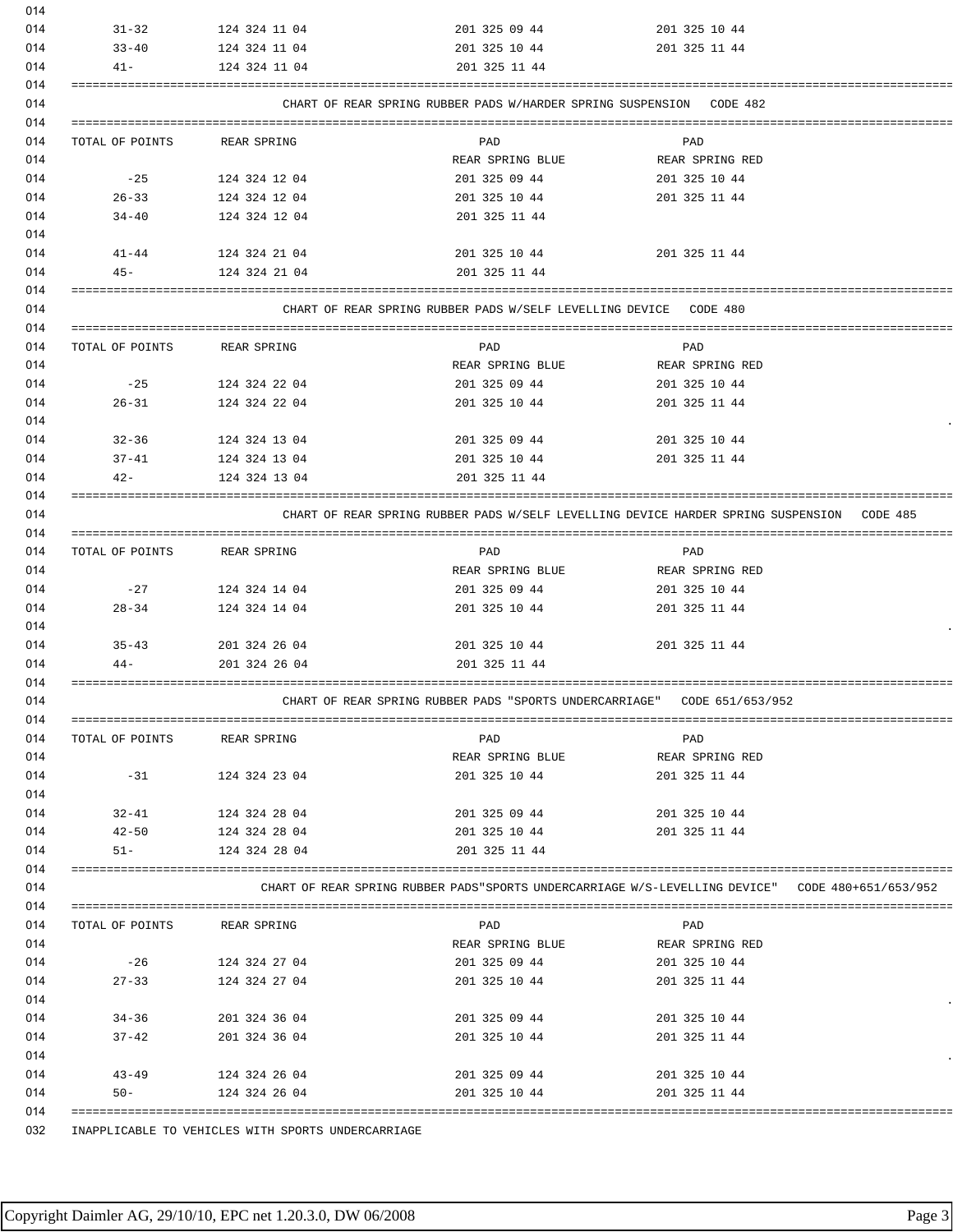| | | | | |
|---|---|---|---|---|
| 014 | 31-32 | 124 324 11 04 | 201 325 09 44 | 201 325 10 44 |
| 014 | 33-40 | 124 324 11 04 | 201 325 10 44 | 201 325 11 44 |
| 014 | 41- | 124 324 11 04 | 201 325 11 44 | |

014 CHART OF REAR SPRING RUBBER PADS W/HARDER SPRING SUSPENSION CODE 482

| | TOTAL OF POINTS | REAR SPRING | PAD REAR SPRING BLUE | PAD REAR SPRING RED |
|---|---|---|---|---|
| 014 | -25 | 124 324 12 04 | 201 325 09 44 | 201 325 10 44 |
| 014 | 26-33 | 124 324 12 04 | 201 325 10 44 | 201 325 11 44 |
| 014 | 34-40 | 124 324 12 04 | 201 325 11 44 | |
| 014 | 41-44 | 124 324 21 04 | 201 325 10 44 | 201 325 11 44 |
| 014 | 45- | 124 324 21 04 | 201 325 11 44 | |

014 CHART OF REAR SPRING RUBBER PADS W/SELF LEVELLING DEVICE CODE 480

| | TOTAL OF POINTS | REAR SPRING | PAD REAR SPRING BLUE | PAD REAR SPRING RED |
|---|---|---|---|---|
| 014 | -25 | 124 324 22 04 | 201 325 09 44 | 201 325 10 44 |
| 014 | 26-31 | 124 324 22 04 | 201 325 10 44 | 201 325 11 44 |
| 014 | 32-36 | 124 324 13 04 | 201 325 09 44 | 201 325 10 44 |
| 014 | 37-41 | 124 324 13 04 | 201 325 10 44 | 201 325 11 44 |
| 014 | 42- | 124 324 13 04 | 201 325 11 44 | |

014 CHART OF REAR SPRING RUBBER PADS W/SELF LEVELLING DEVICE HARDER SPRING SUSPENSION CODE 485

| | TOTAL OF POINTS | REAR SPRING | PAD REAR SPRING BLUE | PAD REAR SPRING RED |
|---|---|---|---|---|
| 014 | -27 | 124 324 14 04 | 201 325 09 44 | 201 325 10 44 |
| 014 | 28-34 | 124 324 14 04 | 201 325 10 44 | 201 325 11 44 |
| 014 | 35-43 | 201 324 26 04 | 201 325 10 44 | 201 325 11 44 |
| 014 | 44- | 201 324 26 04 | 201 325 11 44 | |

014 CHART OF REAR SPRING RUBBER PADS "SPORTS UNDERCARRIAGE" CODE 651/653/952

| | TOTAL OF POINTS | REAR SPRING | PAD REAR SPRING BLUE | PAD REAR SPRING RED |
|---|---|---|---|---|
| 014 | -31 | 124 324 23 04 | 201 325 10 44 | 201 325 11 44 |
| 014 | 32-41 | 124 324 28 04 | 201 325 09 44 | 201 325 10 44 |
| 014 | 42-50 | 124 324 28 04 | 201 325 10 44 | 201 325 11 44 |
| 014 | 51- | 124 324 28 04 | 201 325 11 44 | |

014 CHART OF REAR SPRING RUBBER PADS"SPORTS UNDERCARRIAGE W/S-LEVELLING DEVICE" CODE 480+651/653/952

| | TOTAL OF POINTS | REAR SPRING | PAD REAR SPRING BLUE | PAD REAR SPRING RED |
|---|---|---|---|---|
| 014 | -26 | 124 324 27 04 | 201 325 09 44 | 201 325 10 44 |
| 014 | 27-33 | 124 324 27 04 | 201 325 10 44 | 201 325 11 44 |
| 014 | 34-36 | 201 324 36 04 | 201 325 09 44 | 201 325 10 44 |
| 014 | 37-42 | 201 324 36 04 | 201 325 10 44 | 201 325 11 44 |
| 014 | 43-49 | 124 324 26 04 | 201 325 09 44 | 201 325 10 44 |
| 014 | 50- | 124 324 26 04 | 201 325 10 44 | 201 325 11 44 |

032 INAPPLICABLE TO VEHICLES WITH SPORTS UNDERCARRIAGE

Copyright Daimler AG, 29/10/10, EPC net 1.20.3.0, DW 06/2008